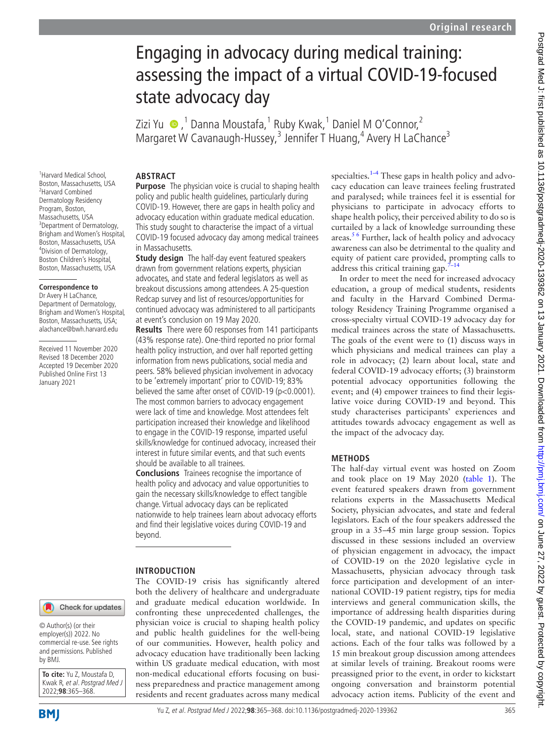Original research

# Engaging in advocacy during medical training: assessing the impact of a virtual COVID-19-focused state advocacy day

Zizi Yu [1], Danna Moustafa [1], Ruby Kwak [1], Daniel M O'Connor [2], Margaret W Cavanaugh-Hussey [3], Jennifer T Huang [4], Avery H LaChance [3]

[1] Harvard Medical School, Boston, Massachusetts, USA
[2] Harvard Combined Dermatology Residency Program, Boston, Massachusetts, USA
[3] Department of Dermatology, Brigham and Women's Hospital, Boston, Massachusetts, USA
[4] Division of Dermatology, Boston Children's Hospital, Boston, Massachusetts, USA

**Correspondence to**
Dr Avery H LaChance, Department of Dermatology, Brigham and Women's Hospital, Boston, Massachusetts, USA; alachance@bwh.harvard.edu

Received 11 November 2020
Revised 18 December 2020
Accepted 19 December 2020
Published Online First 13 January 2021

© Author(s) (or their employer(s)) 2022. No commercial re-use. See rights and permissions. Published by BMJ.

**To cite:** Yu Z, Moustafa D, Kwak R, *et al*. *Postgrad Med J* 2022;**98**:365–368.

## ABSTRACT

**Purpose** The physician voice is crucial to shaping health policy and public health guidelines, particularly during COVID-19. However, there are gaps in health policy and advocacy education within graduate medical education. This study sought to characterise the impact of a virtual COVID-19 focused advocacy day among medical trainees in Massachusetts.

**Study design** The half-day event featured speakers drawn from government relations experts, physician advocates, and state and federal legislators as well as breakout discussions among attendees. A 25-question Redcap survey and list of resources/opportunities for continued advocacy was administered to all participants at event's conclusion on 19 May 2020.

**Results** There were 60 responses from 141 participants (43% response rate). One-third reported no prior formal health policy instruction, and over half reported getting information from news publications, social media and peers. 58% believed physician involvement in advocacy to be 'extremely important' prior to COVID-19; 83% believed the same after onset of COVID-19 ($p<0.0001$). The most common barriers to advocacy engagement were lack of time and knowledge. Most attendees felt participation increased their knowledge and likelihood to engage in the COVID-19 response, imparted useful skills/knowledge for continued advocacy, increased their interest in future similar events, and that such events should be available to all trainees.

**Conclusions** Trainees recognise the importance of health policy and advocacy and value opportunities to gain the necessary skills/knowledge to effect tangible change. Virtual advocacy days can be replicated nationwide to help trainees learn about advocacy efforts and find their legislative voices during COVID-19 and beyond.

## INTRODUCTION

The COVID-19 crisis has significantly altered both the delivery of healthcare and undergraduate and graduate medical education worldwide. In confronting these unprecedented challenges, the physician voice is crucial to shaping health policy and public health guidelines for the well-being of our communities. However, health policy and advocacy education have traditionally been lacking within US graduate medical education, with most non-medical educational efforts focusing on business preparedness and practice management among residents and recent graduates across many medical specialties.[1–4] These gaps in health policy and advocacy education can leave trainees feeling frustrated and paralysed; while trainees feel it is essential for physicians to participate in advocacy efforts to shape health policy, their perceived ability to do so is curtailed by a lack of knowledge surrounding these areas.[5,6] Further, lack of health policy and advocacy awareness can also be detrimental to the quality and equity of patient care provided, prompting calls to address this critical training gap.[7–14]

In order to meet the need for increased advocacy education, a group of medical students, residents and faculty in the Harvard Combined Dermatology Residency Training Programme organised a cross-specialty virtual COVID-19 advocacy day for medical trainees across the state of Massachusetts. The goals of the event were to (1) discuss ways in which physicians and medical trainees can play a role in advocacy; (2) learn about local, state and federal COVID-19 advocacy efforts; (3) brainstorm potential advocacy opportunities following the event; and (4) empower trainees to find their legislative voice during COVID-19 and beyond. This study characterises participants' experiences and attitudes towards advocacy engagement as well as the impact of the advocacy day.

## METHODS

The half-day virtual event was hosted on Zoom and took place on 19 May 2020 (table 1). The event featured speakers drawn from government relations experts in the Massachusetts Medical Society, physician advocates, and state and federal legislators. Each of the four speakers addressed the group in a 35–45 min large group session. Topics discussed in these sessions included an overview of physician engagement in advocacy, the impact of COVID-19 on the 2020 legislative cycle in Massachusetts, physician advocacy through task force participation and development of an international COVID-19 patient registry, tips for media interviews and general communication skills, the importance of addressing health disparities during the COVID-19 pandemic, and updates on specific local, state, and national COVID-19 legislative actions. Each of the four talks was followed by a 15 min breakout group discussion among attendees at similar levels of training. Breakout rooms were preassigned prior to the event, in order to kickstart ongoing conversation and brainstorm potential advocacy action items. Publicity of the event and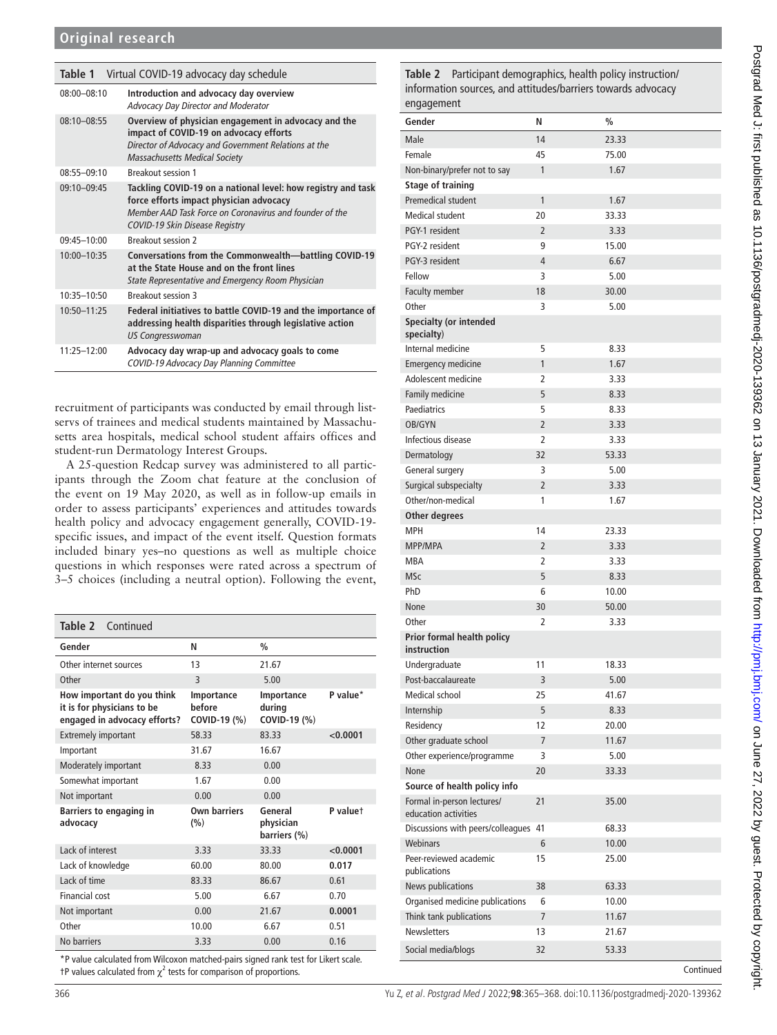## Original research

**Table 1** Virtual COVID-19 advocacy day schedule

| | |
|---|---|
| 08:00–08:10 | **Introduction and advocacy day overview** *Advocacy Day Director and Moderator* |
| 08:10–08:55 | **Overview of physician engagement in advocacy and the impact of COVID-19 on advocacy efforts** *Director of Advocacy and Government Relations at the Massachusetts Medical Society* |
| 08:55–09:10 | Breakout session 1 |
| 09:10–09:45 | **Tackling COVID-19 on a national level: how registry and task force efforts impact physician advocacy** *Member AAD Task Force on Coronavirus and founder of the COVID-19 Skin Disease Registry* |
| 09:45–10:00 | Breakout session 2 |
| 10:00–10:35 | **Conversations from the Commonwealth—battling COVID-19 at the State House and on the front lines** *State Representative and Emergency Room Physician* |
| 10:35–10:50 | Breakout session 3 |
| 10:50–11:25 | **Federal initiatives to battle COVID-19 and the importance of addressing health disparities through legislative action** *US Congresswoman* |
| 11:25–12:00 | **Advocacy day wrap-up and advocacy goals to come** *COVID-19 Advocacy Day Planning Committee* |

recruitment of participants was conducted by email through listservs of trainees and medical students maintained by Massachusetts area hospitals, medical school student affairs offices and student-run Dermatology Interest Groups.

A 25-question Redcap survey was administered to all participants through the Zoom chat feature at the conclusion of the event on 19 May 2020, as well as in follow-up emails in order to assess participants' experiences and attitudes towards health policy and advocacy engagement generally, COVID-19-specific issues, and impact of the event itself. Question formats included binary yes–no questions as well as multiple choice questions in which responses were rated across a spectrum of 3–5 choices (including a neutral option). Following the event,

**Table 2** Participant demographics, health policy instruction/information sources, and attitudes/barriers towards advocacy engagement

| Gender | N | % | |
|---|---|---|---|
| Male | 14 | 23.33 | |
| Female | 45 | 75.00 | |
| Non-binary/prefer not to say | 1 | 1.67 | |
| **Stage of training** | | | |
| Premedical student | 1 | 1.67 | |
| Medical student | 20 | 33.33 | |
| PGY-1 resident | 2 | 3.33 | |
| PGY-2 resident | 9 | 15.00 | |
| PGY-3 resident | 4 | 6.67 | |
| Fellow | 3 | 5.00 | |
| Faculty member | 18 | 30.00 | |
| Other | 3 | 5.00 | |
| **Specialty (or intended specialty)** | | | |
| Internal medicine | 5 | 8.33 | |
| Emergency medicine | 1 | 1.67 | |
| Adolescent medicine | 2 | 3.33 | |
| Family medicine | 5 | 8.33 | |
| Paediatrics | 5 | 8.33 | |
| OB/GYN | 2 | 3.33 | |
| Infectious disease | 2 | 3.33 | |
| Dermatology | 32 | 53.33 | |
| General surgery | 3 | 5.00 | |
| Surgical subspecialty | 2 | 3.33 | |
| Other/non-medical | 1 | 1.67 | |
| **Other degrees** | | | |
| MPH | 14 | 23.33 | |
| MPP/MPA | 2 | 3.33 | |
| MBA | 2 | 3.33 | |
| MSc | 5 | 8.33 | |
| PhD | 6 | 10.00 | |
| None | 30 | 50.00 | |
| Other | 2 | 3.33 | |
| **Prior formal health policy instruction** | | | |
| Undergraduate | 11 | 18.33 | |
| Post-baccalaureate | 3 | 5.00 | |
| Medical school | 25 | 41.67 | |
| Internship | 5 | 8.33 | |
| Residency | 12 | 20.00 | |
| Other graduate school | 7 | 11.67 | |
| Other experience/programme | 3 | 5.00 | |
| None | 20 | 33.33 | |
| **Source of health policy info** | | | |
| Formal in-person lectures/education activities | 21 | 35.00 | |
| Discussions with peers/colleagues | 41 | 68.33 | |
| Webinars | 6 | 10.00 | |
| Peer-reviewed academic publications | 15 | 25.00 | |
| News publications | 38 | 63.33 | |
| Organised medicine publications | 6 | 10.00 | |
| Think tank publications | 7 | 11.67 | |
| Newsletters | 13 | 21.67 | |
| Social media/blogs | 32 | 53.33 | |
| Other internet sources | 13 | 21.67 | |
| Other | 3 | 5.00 | |
| **How important do you think it is for physicians to be engaged in advocacy efforts?** | **Importance before COVID-19 (%)** | **Importance during COVID-19 (%)** | **P value*** |
| Extremely important | 58.33 | 83.33 | **<0.0001** |
| Important | 31.67 | 16.67 | |
| Moderately important | 8.33 | 0.00 | |
| Somewhat important | 1.67 | 0.00 | |
| Not important | 0.00 | 0.00 | |
| **Barriers to engaging in advocacy** | **Own barriers (%)** | **General physician barriers (%)** | **P value†** |
| Lack of interest | 3.33 | 33.33 | **<0.0001** |
| Lack of knowledge | 60.00 | 80.00 | **0.017** |
| Lack of time | 83.33 | 86.67 | 0.61 |
| Financial cost | 5.00 | 6.67 | 0.70 |
| Not important | 0.00 | 21.67 | **0.0001** |
| Other | 10.00 | 6.67 | 0.51 |
| No barriers | 3.33 | 0.00 | 0.16 |

*P value calculated from Wilcoxon matched-pairs signed rank test for Likert scale.
†P values calculated from $\chi^2$ tests for comparison of proportions.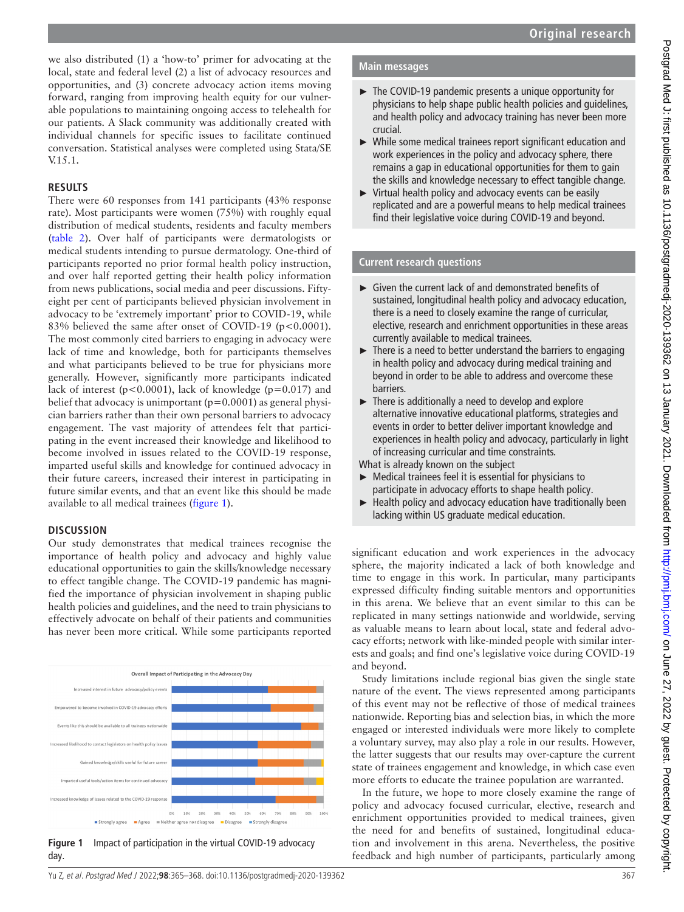we also distributed (1) a 'how-to' primer for advocating at the local, state and federal level (2) a list of advocacy resources and opportunities, and (3) concrete advocacy action items moving forward, ranging from improving health equity for our vulnerable populations to maintaining ongoing access to telehealth for our patients. A Slack community was additionally created with individual channels for specific issues to facilitate continued conversation. Statistical analyses were completed using Stata/SE V.15.1.

## RESULTS

There were 60 responses from 141 participants (43% response rate). Most participants were women (75%) with roughly equal distribution of medical students, residents and faculty members (table 2). Over half of participants were dermatologists or medical students intending to pursue dermatology. One-third of participants reported no prior formal health policy instruction, and over half reported getting their health policy information from news publications, social media and peer discussions. Fifty-eight per cent of participants believed physician involvement in advocacy to be 'extremely important' prior to COVID-19, while 83% believed the same after onset of COVID-19 ($p<0.0001$). The most commonly cited barriers to engaging in advocacy were lack of time and knowledge, both for participants themselves and what participants believed to be true for physicians more generally. However, significantly more participants indicated lack of interest ($p<0.0001$), lack of knowledge ($p=0.017$) and belief that advocacy is unimportant ($p=0.0001$) as general physician barriers rather than their own personal barriers to advocacy engagement. The vast majority of attendees felt that participating in the event increased their knowledge and likelihood to become involved in issues related to the COVID-19 response, imparted useful skills and knowledge for continued advocacy in their future careers, increased their interest in participating in future similar events, and that an event like this should be made available to all medical trainees (figure 1).

## DISCUSSION

Our study demonstrates that medical trainees recognise the importance of health policy and advocacy and highly value educational opportunities to gain the skills/knowledge necessary to effect tangible change. The COVID-19 pandemic has magnified the importance of physician involvement in shaping public health policies and guidelines, and the need to train physicians to effectively advocate on behalf of their patients and communities has never been more critical. While some participants reported significant education and work experiences in the advocacy sphere, the majority indicated a lack of both knowledge and time to engage in this work. In particular, many participants expressed difficulty finding suitable mentors and opportunities in this arena. We believe that an event similar to this can be replicated in many settings nationwide and worldwide, serving as valuable means to learn about local, state and federal advocacy efforts; network with like-minded people with similar interests and goals; and find one's legislative voice during COVID-19 and beyond.

Study limitations include regional bias given the single state nature of the event. The views represented among participants of this event may not be reflective of those of medical trainees nationwide. Reporting bias and selection bias, in which the more engaged or interested individuals were more likely to complete a voluntary survey, may also play a role in our results. However, the latter suggests that our results may over-capture the current state of trainees engagement and knowledge, in which case even more efforts to educate the trainee population are warranted.

In the future, we hope to more closely examine the range of policy and advocacy focused curricular, elective, research and enrichment opportunities provided to medical trainees, given the need for and benefits of sustained, longitudinal education and involvement in this arena. Nevertheless, the positive feedback and high number of participants, particularly among

**Figure 1** Impact of participation in the virtual COVID-19 advocacy day.

### Main messages

- The COVID-19 pandemic presents a unique opportunity for physicians to help shape public health policies and guidelines, and health policy and advocacy training has never been more crucial.
- While some medical trainees report significant education and work experiences in the policy and advocacy sphere, there remains a gap in educational opportunities for them to gain the skills and knowledge necessary to effect tangible change.
- Virtual health policy and advocacy events can be easily replicated and are a powerful means to help medical trainees find their legislative voice during COVID-19 and beyond.

### Current research questions

- Given the current lack of and demonstrated benefits of sustained, longitudinal health policy and advocacy education, there is a need to closely examine the range of curricular, elective, research and enrichment opportunities in these areas currently available to medical trainees.
- There is a need to better understand the barriers to engaging in health policy and advocacy during medical training and beyond in order to be able to address and overcome these barriers.
- There is additionally a need to develop and explore alternative innovative educational platforms, strategies and events in order to better deliver important knowledge and experiences in health policy and advocacy, particularly in light of increasing curricular and time constraints.

What is already known on the subject

- Medical trainees feel it is essential for physicians to participate in advocacy efforts to shape health policy.
- Health policy and advocacy education have traditionally been lacking within US graduate medical education.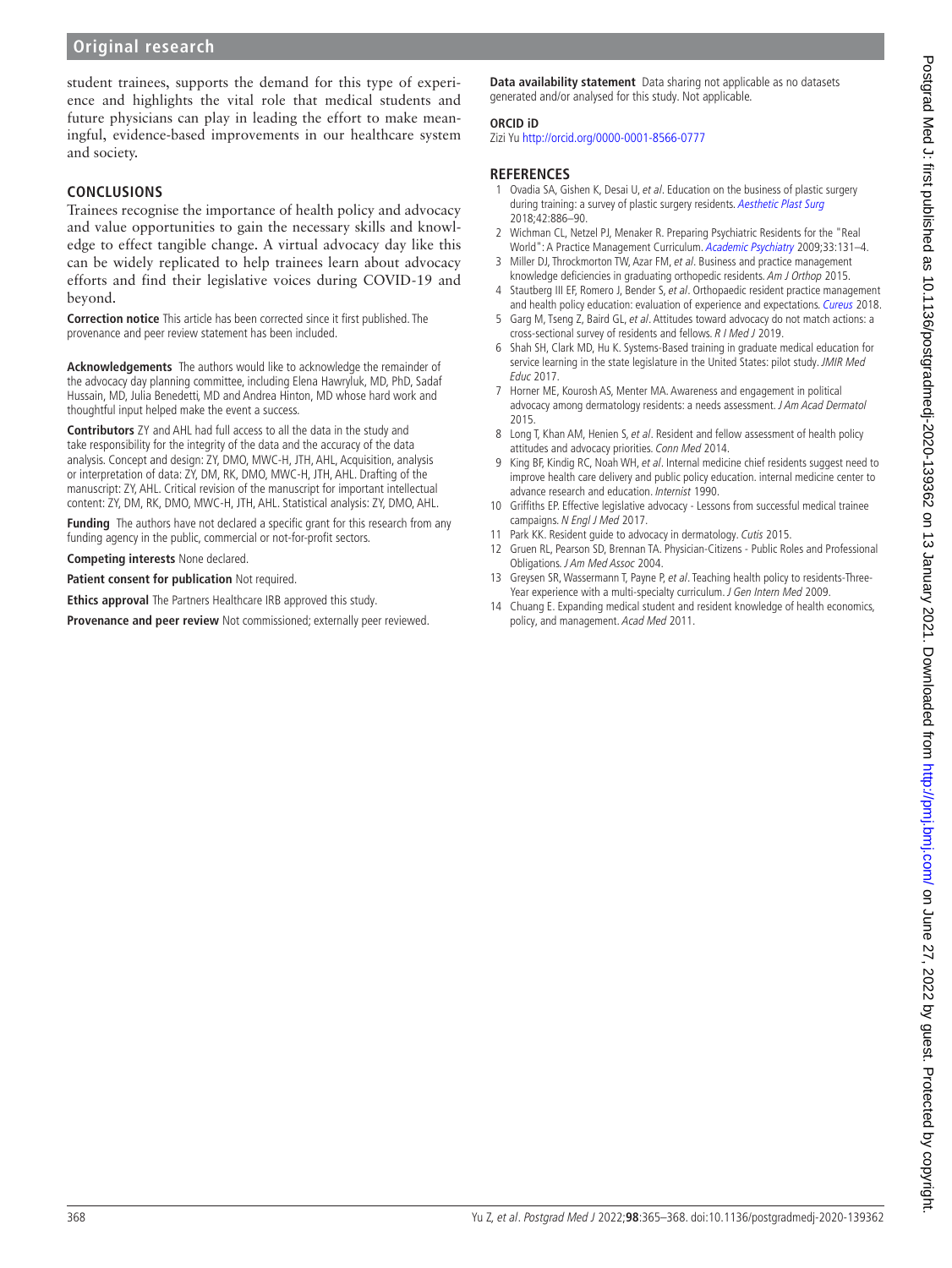student trainees, supports the demand for this type of experience and highlights the vital role that medical students and future physicians can play in leading the effort to make meaningful, evidence-based improvements in our healthcare system and society.

## CONCLUSIONS

Trainees recognise the importance of health policy and advocacy and value opportunities to gain the necessary skills and knowledge to effect tangible change. A virtual advocacy day like this can be widely replicated to help trainees learn about advocacy efforts and find their legislative voices during COVID-19 and beyond.

**Correction notice** This article has been corrected since it first published. The provenance and peer review statement has been included.

**Acknowledgements** The authors would like to acknowledge the remainder of the advocacy day planning committee, including Elena Hawryluk, MD, PhD, Sadaf Hussain, MD, Julia Benedetti, MD and Andrea Hinton, MD whose hard work and thoughtful input helped make the event a success.

**Contributors** ZY and AHL had full access to all the data in the study and take responsibility for the integrity of the data and the accuracy of the data analysis. Concept and design: ZY, DMO, MWC-H, JTH, AHL, Acquisition, analysis or interpretation of data: ZY, DM, RK, DMO, MWC-H, JTH, AHL. Drafting of the manuscript: ZY, AHL. Critical revision of the manuscript for important intellectual content: ZY, DM, RK, DMO, MWC-H, JTH, AHL. Statistical analysis: ZY, DMO, AHL.

**Funding** The authors have not declared a specific grant for this research from any funding agency in the public, commercial or not-for-profit sectors.

**Competing interests** None declared.

**Patient consent for publication** Not required.

**Ethics approval** The Partners Healthcare IRB approved this study.

**Provenance and peer review** Not commissioned; externally peer reviewed.

**Data availability statement** Data sharing not applicable as no datasets generated and/or analysed for this study. Not applicable.

**ORCID iD**

Zizi Yu http://orcid.org/0000-0001-8566-0777

## REFERENCES

1. Ovadia SA, Gishen K, Desai U, *et al*. Education on the business of plastic surgery during training: a survey of plastic surgery residents. *Aesthetic Plast Surg* 2018;42:886–90.
2. Wichman CL, Netzel PJ, Menaker R. Preparing Psychiatric Residents for the "Real World": A Practice Management Curriculum. *Academic Psychiatry* 2009;33:131–4.
3. Miller DJ, Throckmorton TW, Azar FM, *et al*. Business and practice management knowledge deficiencies in graduating orthopedic residents. *Am J Orthop* 2015.
4. Stautberg III EF, Romero J, Bender S, *et al*. Orthopaedic resident practice management and health policy education: evaluation of experience and expectations. *Cureus* 2018.
5. Garg M, Tseng Z, Baird GL, *et al*. Attitudes toward advocacy do not match actions: a cross-sectional survey of residents and fellows. *R I Med J* 2019.
6. Shah SH, Clark MD, Hu K. Systems-Based training in graduate medical education for service learning in the state legislature in the United States: pilot study. *JMIR Med Educ* 2017.
7. Horner ME, Kourosh AS, Menter MA. Awareness and engagement in political advocacy among dermatology residents: a needs assessment. *J Am Acad Dermatol* 2015.
8. Long T, Khan AM, Henien S, *et al*. Resident and fellow assessment of health policy attitudes and advocacy priorities. *Conn Med* 2014.
9. King BF, Kindig RC, Noah WH, *et al*. Internal medicine chief residents suggest need to improve health care delivery and public policy education. internal medicine center to advance research and education. *Internist* 1990.
10. Griffiths EP. Effective legislative advocacy - Lessons from successful medical trainee campaigns. *N Engl J Med* 2017.
11. Park KK. Resident guide to advocacy in dermatology. *Cutis* 2015.
12. Gruen RL, Pearson SD, Brennan TA. Physician-Citizens - Public Roles and Professional Obligations. *J Am Med Assoc* 2004.
13. Greysen SR, Wassermann T, Payne P, *et al*. Teaching health policy to residents-Three-Year experience with a multi-specialty curriculum. *J Gen Intern Med* 2009.
14. Chuang E. Expanding medical student and resident knowledge of health economics, policy, and management. *Acad Med* 2011.